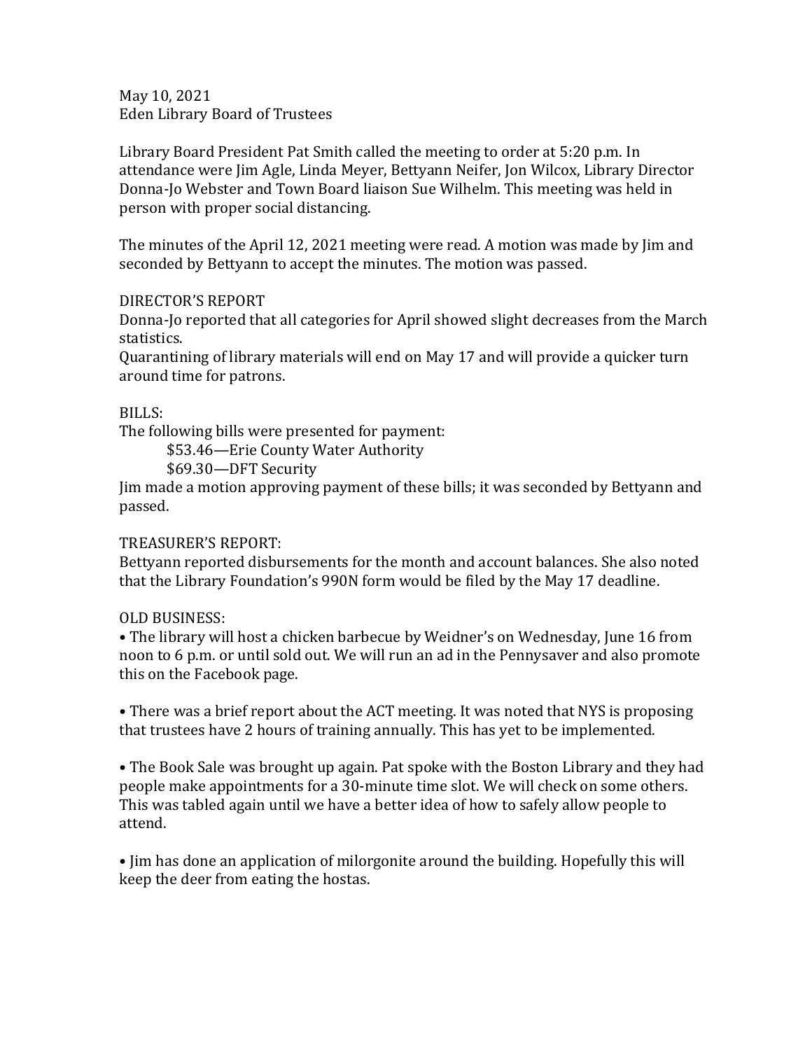May 10, 2021
Eden Library Board of Trustees

Library Board President Pat Smith called the meeting to order at 5:20 p.m. In attendance were Jim Agle, Linda Meyer, Bettyann Neifer, Jon Wilcox, Library Director Donna-Jo Webster and Town Board liaison Sue Wilhelm. This meeting was held in person with proper social distancing.

The minutes of the April 12, 2021 meeting were read. A motion was made by Jim and seconded by Bettyann to accept the minutes. The motion was passed.

DIRECTOR'S REPORT
Donna-Jo reported that all categories for April showed slight decreases from the March statistics.
Quarantining of library materials will end on May 17 and will provide a quicker turn around time for patrons.

BILLS:
The following bills were presented for payment:

$53.46—Erie County Water Authority
$69.30—DFT Security

Jim made a motion approving payment of these bills; it was seconded by Bettyann and passed.

TREASURER'S REPORT:
Bettyann reported disbursements for the month and account balances. She also noted that the Library Foundation's 990N form would be filed by the May 17 deadline.

OLD BUSINESS:

• The library will host a chicken barbecue by Weidner's on Wednesday, June 16 from noon to 6 p.m. or until sold out. We will run an ad in the Pennysaver and also promote this on the Facebook page.

• There was a brief report about the ACT meeting. It was noted that NYS is proposing that trustees have 2 hours of training annually. This has yet to be implemented.

• The Book Sale was brought up again. Pat spoke with the Boston Library and they had people make appointments for a 30-minute time slot. We will check on some others. This was tabled again until we have a better idea of how to safely allow people to attend.

• Jim has done an application of milorgonite around the building. Hopefully this will keep the deer from eating the hostas.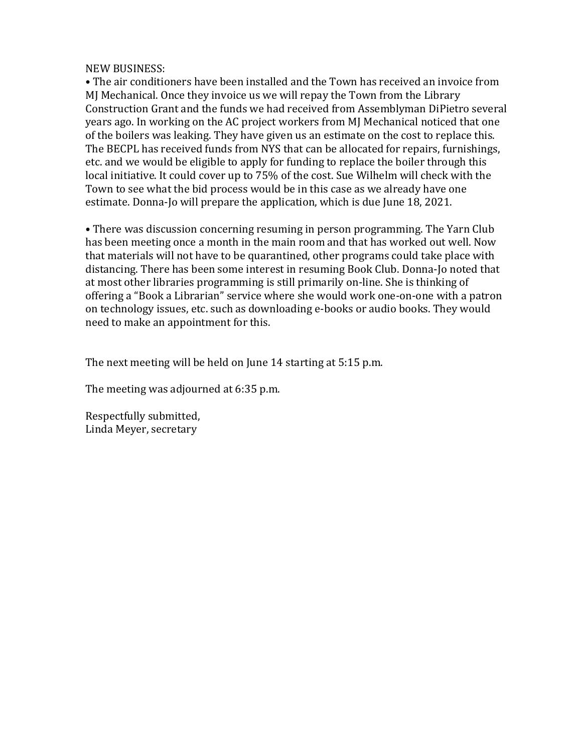NEW BUSINESS:

- The air conditioners have been installed and the Town has received an invoice from MJ Mechanical. Once they invoice us we will repay the Town from the Library Construction Grant and the funds we had received from Assemblyman DiPietro several years ago. In working on the AC project workers from MJ Mechanical noticed that one of the boilers was leaking. They have given us an estimate on the cost to replace this. The BECPL has received funds from NYS that can be allocated for repairs, furnishings, etc. and we would be eligible to apply for funding to replace the boiler through this local initiative. It could cover up to 75% of the cost. Sue Wilhelm will check with the Town to see what the bid process would be in this case as we already have one estimate. Donna-Jo will prepare the application, which is due June 18, 2021.

- There was discussion concerning resuming in person programming. The Yarn Club has been meeting once a month in the main room and that has worked out well. Now that materials will not have to be quarantined, other programs could take place with distancing. There has been some interest in resuming Book Club. Donna-Jo noted that at most other libraries programming is still primarily on-line. She is thinking of offering a "Book a Librarian" service where she would work one-on-one with a patron on technology issues, etc. such as downloading e-books or audio books. They would need to make an appointment for this.

The next meeting will be held on June 14 starting at 5:15 p.m.

The meeting was adjourned at 6:35 p.m.

Respectfully submitted,
Linda Meyer, secretary